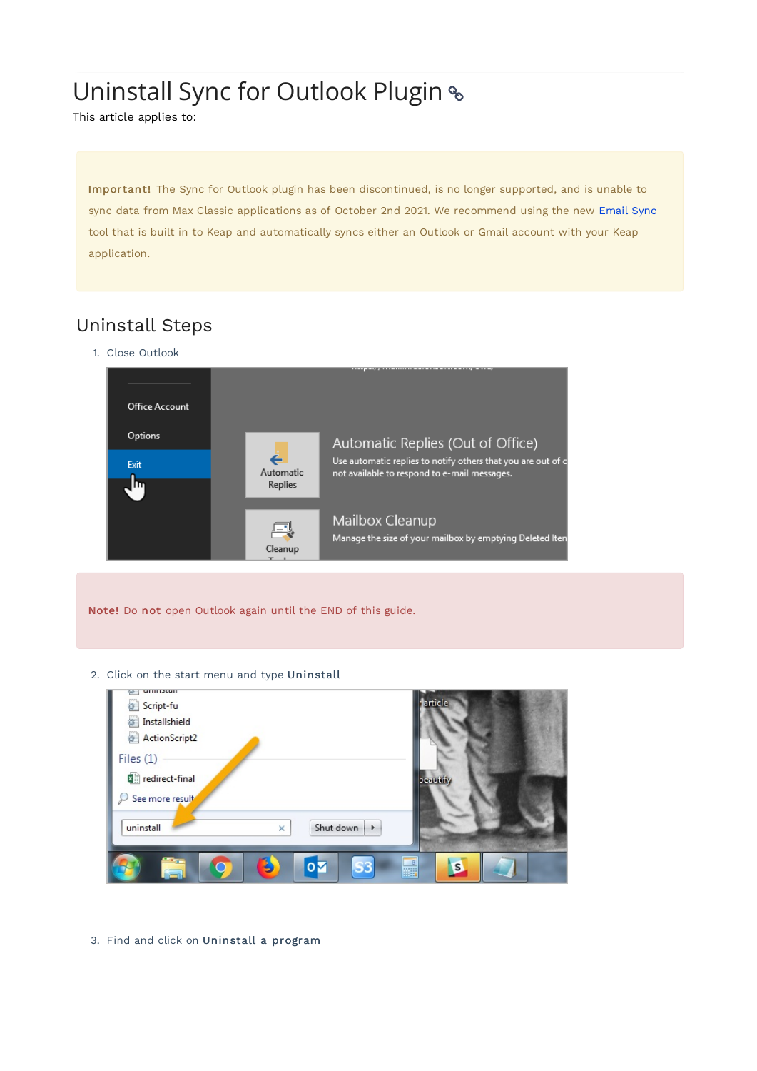# Uninstall Sync for Outlook Plugin

This article applies to:

**Important!** The Sync for Outlook plugin has been discontinued, is no longer supported, and is unable to sync data from Max Classic applications as of October 2nd 2021. We recommend using the new Email Sync tool that is built in to Keap and automatically syncs either an Outlook or Gmail account with your Keap application.

## Uninstall Steps

1. Close Outlook

**Note!** Do **not** open Outlook again until the END of this guide.

2. Click on the start menu and type **Uninstall**

3. Find and click on **Uninstall a program**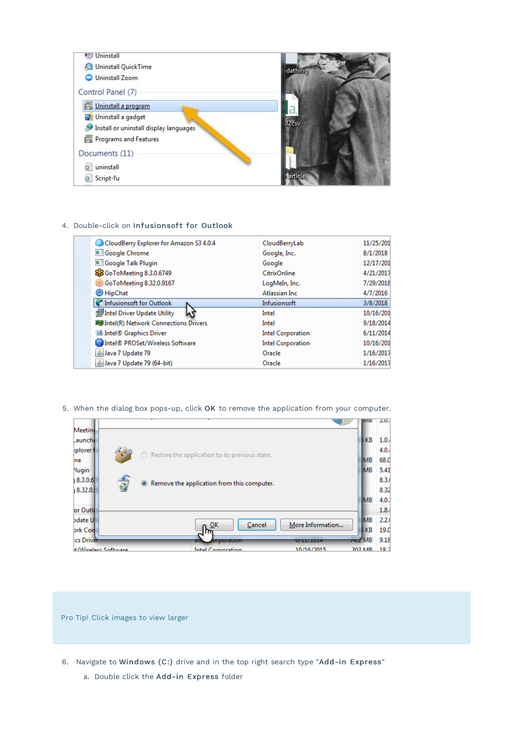4. Double-click on **Infusionsoft for Outlook**

5. When the dialog box pops-up, click **OK** to remove the application from your computer.

Pro Tip! Click images to view larger

6. Navigate to **Windows (C:)** drive and in the top right search type "**Add-in Express**"
    a. Double click the **Add-in Express** folder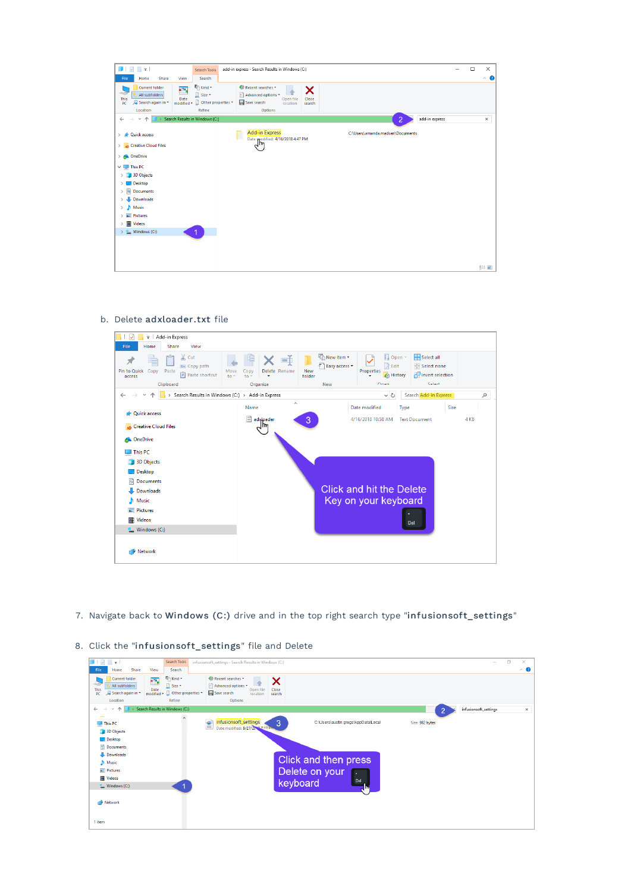b. Delete **adxloader.txt** file

7. Navigate back to **Windows (C:)** drive and in the top right search type "**infusionsoft_settings**"

8. Click the "**infusionsoft_settings**" file and Delete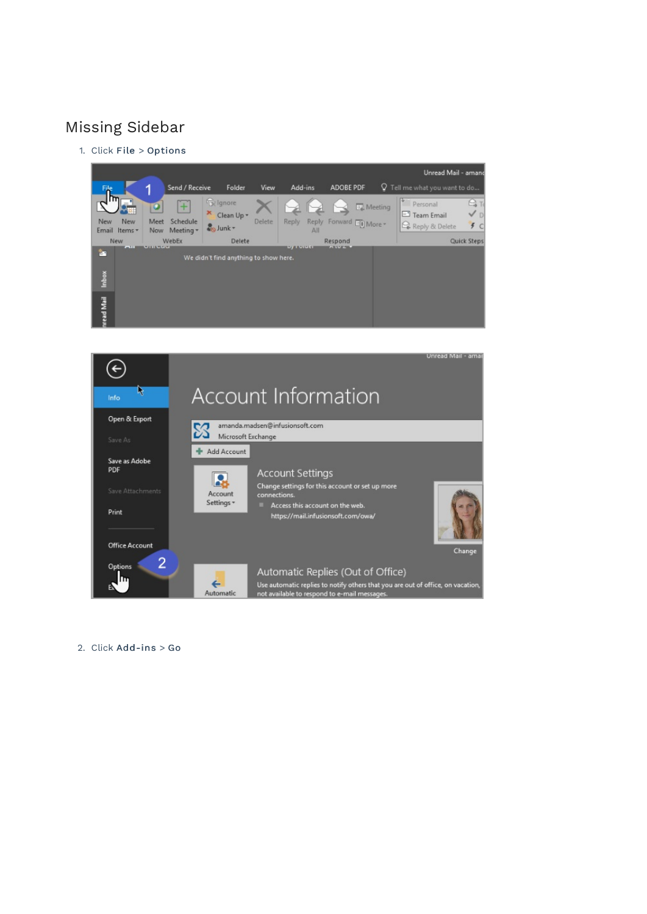## Missing Sidebar

1. Click **File** > **Options**

2. Click **Add-ins** > **Go**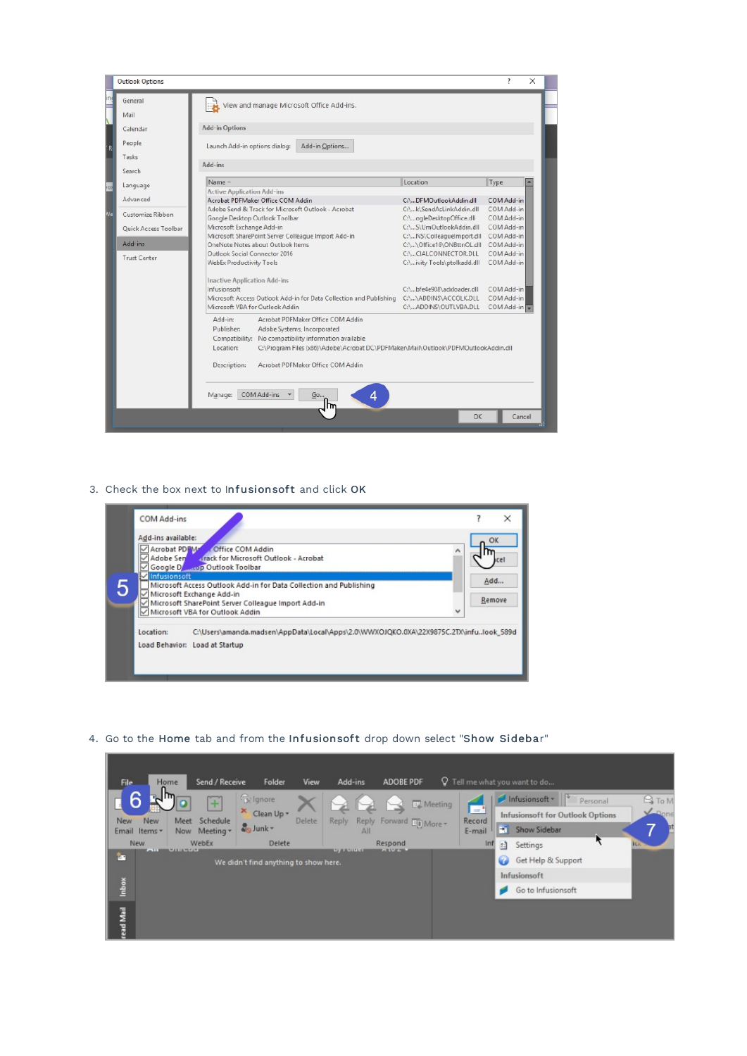3. Check the box next to **Infusionsoft** and click **OK**

4. Go to the **Home** tab and from the **Infusionsoft** drop down select "**Show Sidebar**"